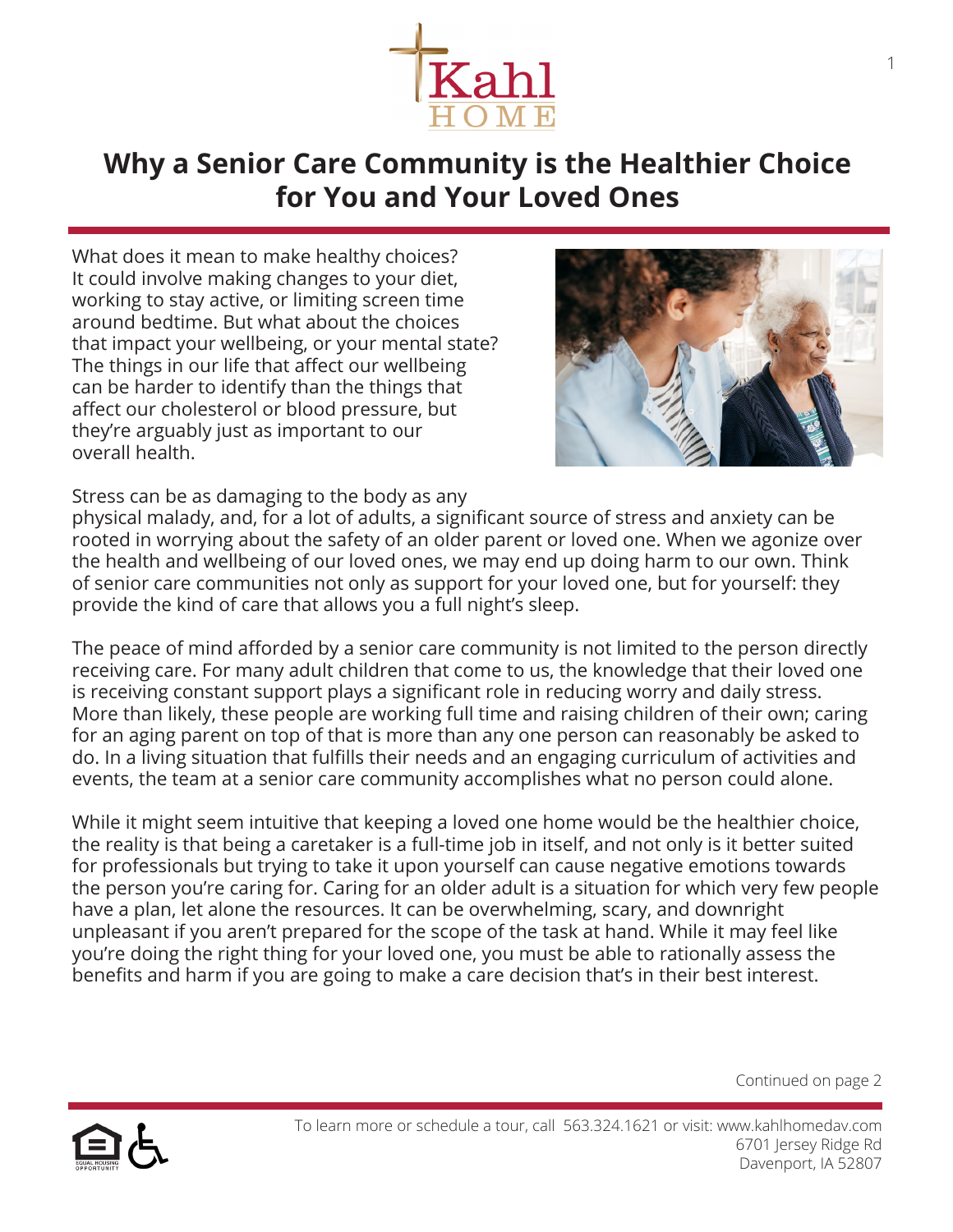# Why a Senior Care Community is the Healthier Choice for You and Your Loved Ones

What does it mean to make healthy choices? It could involve making changes to your diet, working to stay active, or limiting screen time around bedtime. But what about the choices that impact your wellbeing, or your mental state? The things in our life that affect our wellbeing can be harder to identify than the things that affect our cholesterol or blood pressure, but they're arguably just as important to our overall health.

Stress can be as damaging to the body as any physical malady, and, for a lot of adults, a significant source of stress and anxiety can be rooted in worrying about the safety of an older parent or loved one. When we agonize over the health and wellbeing of our loved ones, we may end up doing harm to our own. Think of senior care communities not only as support for your loved one, but for yourself: they provide the kind of care that allows you a full night's sleep.

The peace of mind afforded by a senior care community is not limited to the person directly receiving care. For many adult children that come to us, the knowledge that their loved one is receiving constant support plays a significant role in reducing worry and daily stress. More than likely, these people are working full time and raising children of their own; caring for an aging parent on top of that is more than any one person can reasonably be asked to do. In a living situation that fulfills their needs and an engaging curriculum of activities and events, the team at a senior care community accomplishes what no person could alone.

While it might seem intuitive that keeping a loved one home would be the healthier choice, the reality is that being a caretaker is a full-time job in itself, and not only is it better suited for professionals but trying to take it upon yourself can cause negative emotions towards the person you're caring for. Caring for an older adult is a situation for which very few people have a plan, let alone the resources. It can be overwhelming, scary, and downright unpleasant if you aren't prepared for the scope of the task at hand. While it may feel like you're doing the right thing for your loved one, you must be able to rationally assess the benefits and harm if you are going to make a care decision that's in their best interest.

Continued on page 2

To learn more or schedule a tour, call 563.324.1621 or visit: www.kahlhomedav.com
6701 Jersey Ridge Rd
Davenport, IA 52807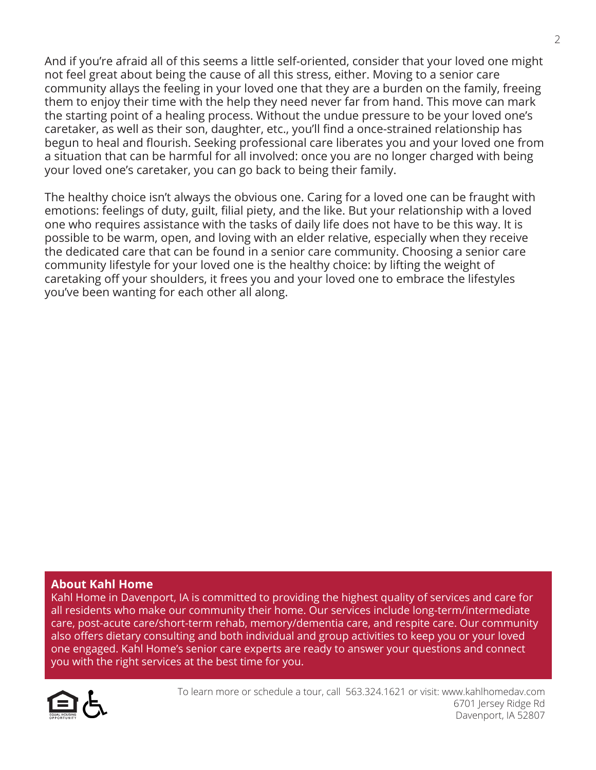And if you're afraid all of this seems a little self-oriented, consider that your loved one might not feel great about being the cause of all this stress, either. Moving to a senior care community allays the feeling in your loved one that they are a burden on the family, freeing them to enjoy their time with the help they need never far from hand. This move can mark the starting point of a healing process. Without the undue pressure to be your loved one's caretaker, as well as their son, daughter, etc., you'll find a once-strained relationship has begun to heal and flourish. Seeking professional care liberates you and your loved one from a situation that can be harmful for all involved: once you are no longer charged with being your loved one's caretaker, you can go back to being their family.

The healthy choice isn't always the obvious one. Caring for a loved one can be fraught with emotions: feelings of duty, guilt, filial piety, and the like. But your relationship with a loved one who requires assistance with the tasks of daily life does not have to be this way. It is possible to be warm, open, and loving with an elder relative, especially when they receive the dedicated care that can be found in a senior care community. Choosing a senior care community lifestyle for your loved one is the healthy choice: by lifting the weight of caretaking off your shoulders, it frees you and your loved one to embrace the lifestyles you've been wanting for each other all along.

**About Kahl Home**

Kahl Home in Davenport, IA is committed to providing the highest quality of services and care for all residents who make our community their home. Our services include long-term/intermediate care, post-acute care/short-term rehab, memory/dementia care, and respite care. Our community also offers dietary consulting and both individual and group activities to keep you or your loved one engaged. Kahl Home's senior care experts are ready to answer your questions and connect you with the right services at the best time for you.

EQUAL HOUSING OPPORTUNITY

To learn more or schedule a tour, call 563.324.1621 or visit: www.kahlhomedav.com
6701 Jersey Ridge Rd
Davenport, IA 52807